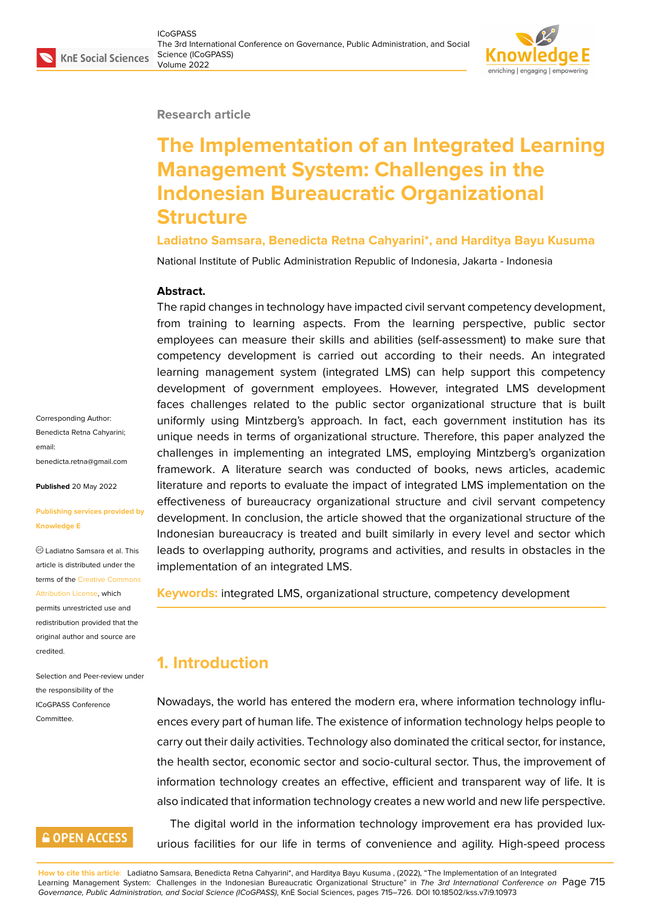Research article

# The Implementation of an Integrated Learning Management System: Challenges in the Indonesian Bureaucratic Organizational Structure

**Ladiatno Samsara, Benedicta Retna Cahyarini*, and Harditya Bayu Kusuma**

National Institute of Public Administration Republic of Indonesia, Jakarta - Indonesia

**Abstract.**
The rapid changes in technology have impacted civil servant competency development, from training to learning aspects. From the learning perspective, public sector employees can measure their skills and abilities (self-assessment) to make sure that competency development is carried out according to their needs. An integrated learning management system (integrated LMS) can help support this competency development of government employees. However, integrated LMS development faces challenges related to the public sector organizational structure that is built uniformly using Mintzberg's approach. In fact, each government institution has its unique needs in terms of organizational structure. Therefore, this paper analyzed the challenges in implementing an integrated LMS, employing Mintzberg's organization framework. A literature search was conducted of books, news articles, academic literature and reports to evaluate the impact of integrated LMS implementation on the effectiveness of bureaucracy organizational structure and civil servant competency development. In conclusion, the article showed that the organizational structure of the Indonesian bureaucracy is treated and built similarly in every level and sector which leads to overlapping authority, programs and activities, and results in obstacles in the implementation of an integrated LMS.

**Keywords:** integrated LMS, organizational structure, competency development

Corresponding Author: Benedicta Retna Cahyarini; email: benedicta.retna@gmail.com

**Published** 20 May 2022

**Publishing services provided by Knowledge E**

© Ladiatno Samsara et al. This article is distributed under the terms of the Creative Commons Attribution License, which permits unrestricted use and redistribution provided that the original author and source are credited.

Selection and Peer-review under the responsibility of the ICoGPASS Conference Committee.

## 1. Introduction

Nowadays, the world has entered the modern era, where information technology influences every part of human life. The existence of information technology helps people to carry out their daily activities. Technology also dominated the critical sector, for instance, the health sector, economic sector and socio-cultural sector. Thus, the improvement of information technology creates an effective, efficient and transparent way of life. It is also indicated that information technology creates a new world and new life perspective.

The digital world in the information technology improvement era has provided luxurious facilities for our life in terms of convenience and agility. High-speed process

How to cite this article: Ladiatno Samsara, Benedicta Retna Cahyarini*, and Harditya Bayu Kusuma , (2022), "The Implementation of an Integrated Learning Management System: Challenges in the Indonesian Bureaucratic Organizational Structure" in *The 3rd International Conference on Governance, Public Administration, and Social Science (ICoGPASS)*, KnE Social Sciences, pages 715–726. DOI 10.18502/kss.v7i9.10973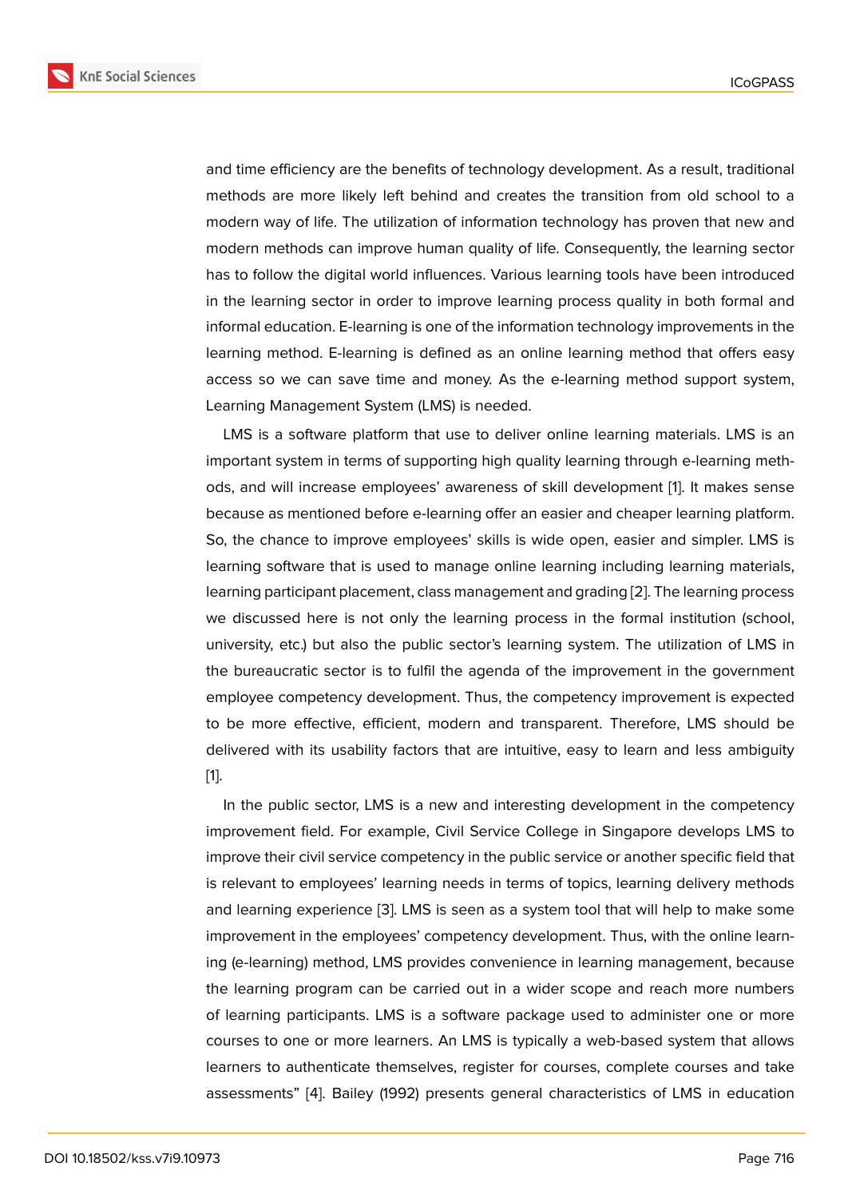and time efficiency are the benefits of technology development. As a result, traditional methods are more likely left behind and creates the transition from old school to a modern way of life. The utilization of information technology has proven that new and modern methods can improve human quality of life. Consequently, the learning sector has to follow the digital world influences. Various learning tools have been introduced in the learning sector in order to improve learning process quality in both formal and informal education. E-learning is one of the information technology improvements in the learning method. E-learning is defined as an online learning method that offers easy access so we can save time and money. As the e-learning method support system, Learning Management System (LMS) is needed.

LMS is a software platform that use to deliver online learning materials. LMS is an important system in terms of supporting high quality learning through e-learning methods, and will increase employees' awareness of skill development [1]. It makes sense because as mentioned before e-learning offer an easier and cheaper learning platform. So, the chance to improve employees' skills is wide open, easier and simpler. LMS is learning software that is used to manage online learning including learning materials, learning participant placement, class management and grading [2]. The learning process we discussed here is not only the learning process in the formal institution (school, university, etc.) but also the public sector's learning system. The utilization of LMS in the bureaucratic sector is to fulfil the agenda of the improvement in the government employee competency development. Thus, the competency improvement is expected to be more effective, efficient, modern and transparent. Therefore, LMS should be delivered with its usability factors that are intuitive, easy to learn and less ambiguity [1].

In the public sector, LMS is a new and interesting development in the competency improvement field. For example, Civil Service College in Singapore develops LMS to improve their civil service competency in the public service or another specific field that is relevant to employees' learning needs in terms of topics, learning delivery methods and learning experience [3]. LMS is seen as a system tool that will help to make some improvement in the employees' competency development. Thus, with the online learning (e-learning) method, LMS provides convenience in learning management, because the learning program can be carried out in a wider scope and reach more numbers of learning participants. LMS is a software package used to administer one or more courses to one or more learners. An LMS is typically a web-based system that allows learners to authenticate themselves, register for courses, complete courses and take assessments" [4]. Bailey (1992) presents general characteristics of LMS in education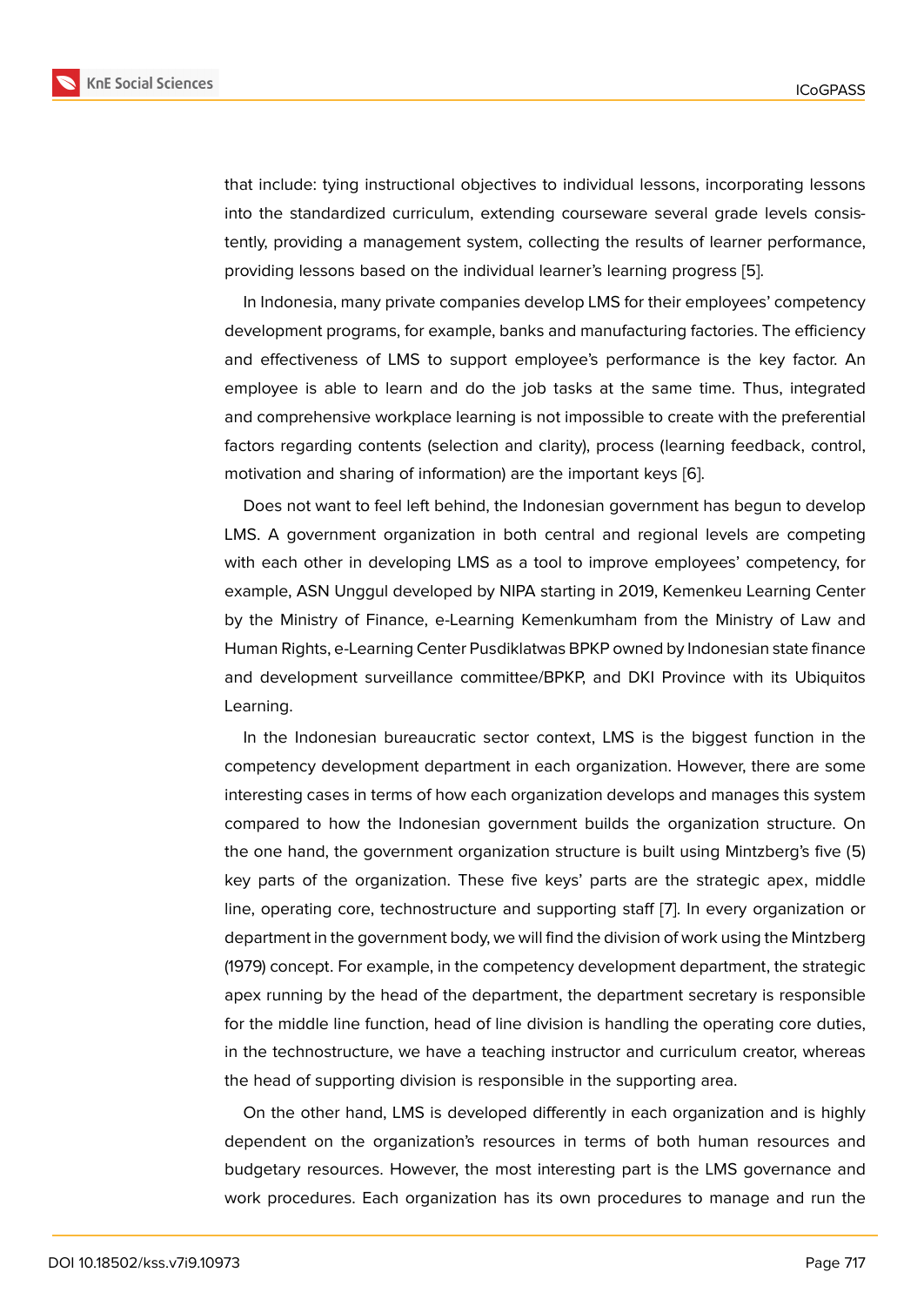that include: tying instructional objectives to individual lessons, incorporating lessons into the standardized curriculum, extending courseware several grade levels consistently, providing a management system, collecting the results of learner performance, providing lessons based on the individual learner's learning progress [5].

In Indonesia, many private companies develop LMS for their employees' competency development programs, for example, banks and manufacturing factories. The efficiency and effectiveness of LMS to support employee's performance is the key factor. An employee is able to learn and do the job tasks at the same time. Thus, integrated and comprehensive workplace learning is not impossible to create with the preferential factors regarding contents (selection and clarity), process (learning feedback, control, motivation and sharing of information) are the important keys [6].

Does not want to feel left behind, the Indonesian government has begun to develop LMS. A government organization in both central and regional levels are competing with each other in developing LMS as a tool to improve employees' competency, for example, ASN Unggul developed by NIPA starting in 2019, Kemenkeu Learning Center by the Ministry of Finance, e-Learning Kemenkumham from the Ministry of Law and Human Rights, e-Learning Center Pusdiklatwas BPKP owned by Indonesian state finance and development surveillance committee/BPKP, and DKI Province with its Ubiquitos Learning.

In the Indonesian bureaucratic sector context, LMS is the biggest function in the competency development department in each organization. However, there are some interesting cases in terms of how each organization develops and manages this system compared to how the Indonesian government builds the organization structure. On the one hand, the government organization structure is built using Mintzberg's five (5) key parts of the organization. These five keys' parts are the strategic apex, middle line, operating core, technostructure and supporting staff [7]. In every organization or department in the government body, we will find the division of work using the Mintzberg (1979) concept. For example, in the competency development department, the strategic apex running by the head of the department, the department secretary is responsible for the middle line function, head of line division is handling the operating core duties, in the technostructure, we have a teaching instructor and curriculum creator, whereas the head of supporting division is responsible in the supporting area.

On the other hand, LMS is developed differently in each organization and is highly dependent on the organization's resources in terms of both human resources and budgetary resources. However, the most interesting part is the LMS governance and work procedures. Each organization has its own procedures to manage and run the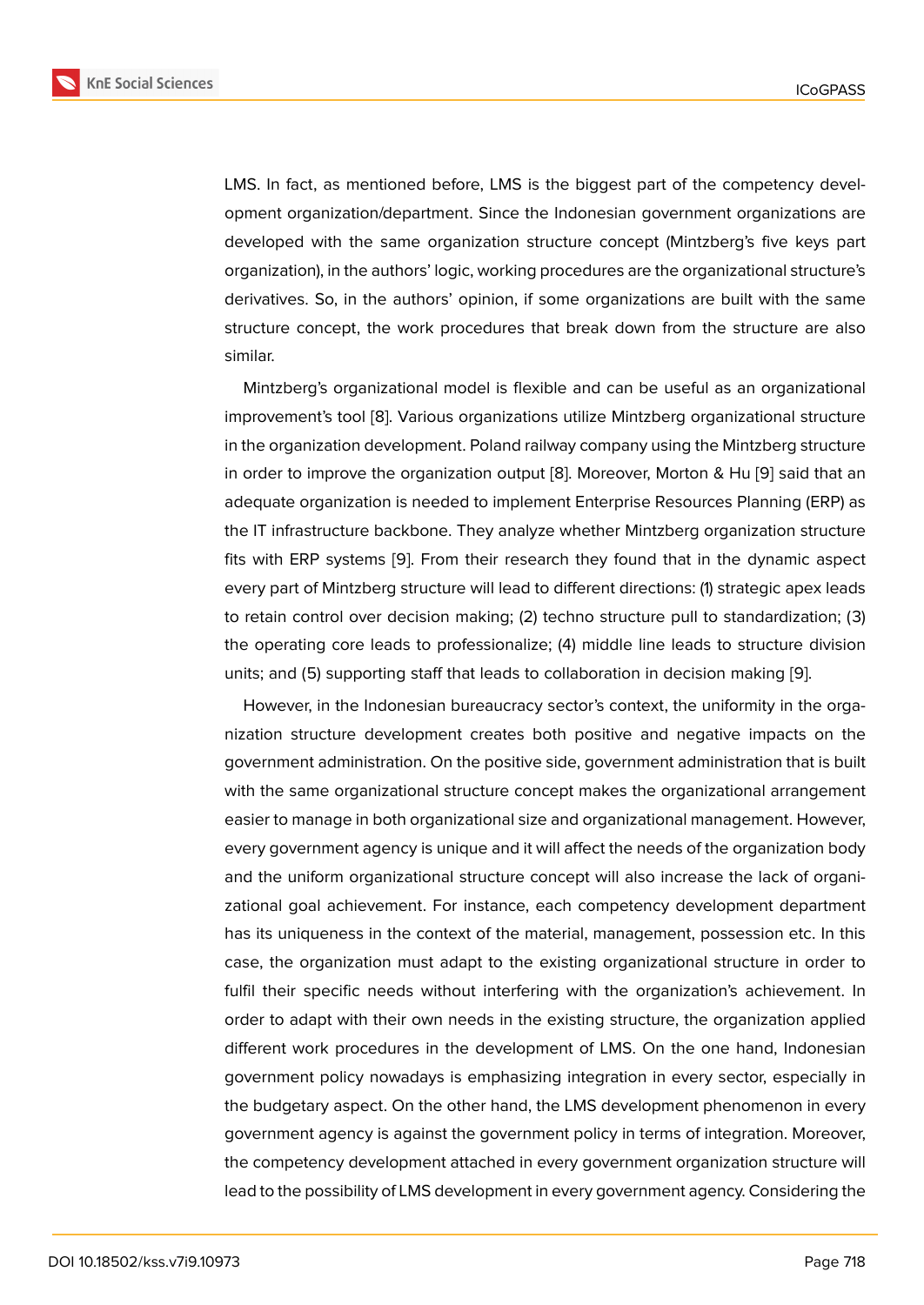LMS. In fact, as mentioned before, LMS is the biggest part of the competency development organization/department. Since the Indonesian government organizations are developed with the same organization structure concept (Mintzberg's five keys part organization), in the authors' logic, working procedures are the organizational structure's derivatives. So, in the authors' opinion, if some organizations are built with the same structure concept, the work procedures that break down from the structure are also similar.

Mintzberg's organizational model is flexible and can be useful as an organizational improvement's tool [8]. Various organizations utilize Mintzberg organizational structure in the organization development. Poland railway company using the Mintzberg structure in order to improve the organization output [8]. Moreover, Morton & Hu [9] said that an adequate organization is needed to implement Enterprise Resources Planning (ERP) as the IT infrastructure backbone. They analyze whether Mintzberg organization structure fits with ERP systems [9]. From their research they found that in the dynamic aspect every part of Mintzberg structure will lead to different directions: (1) strategic apex leads to retain control over decision making; (2) techno structure pull to standardization; (3) the operating core leads to professionalize; (4) middle line leads to structure division units; and (5) supporting staff that leads to collaboration in decision making [9].

However, in the Indonesian bureaucracy sector's context, the uniformity in the organization structure development creates both positive and negative impacts on the government administration. On the positive side, government administration that is built with the same organizational structure concept makes the organizational arrangement easier to manage in both organizational size and organizational management. However, every government agency is unique and it will affect the needs of the organization body and the uniform organizational structure concept will also increase the lack of organizational goal achievement. For instance, each competency development department has its uniqueness in the context of the material, management, possession etc. In this case, the organization must adapt to the existing organizational structure in order to fulfil their specific needs without interfering with the organization's achievement. In order to adapt with their own needs in the existing structure, the organization applied different work procedures in the development of LMS. On the one hand, Indonesian government policy nowadays is emphasizing integration in every sector, especially in the budgetary aspect. On the other hand, the LMS development phenomenon in every government agency is against the government policy in terms of integration. Moreover, the competency development attached in every government organization structure will lead to the possibility of LMS development in every government agency. Considering the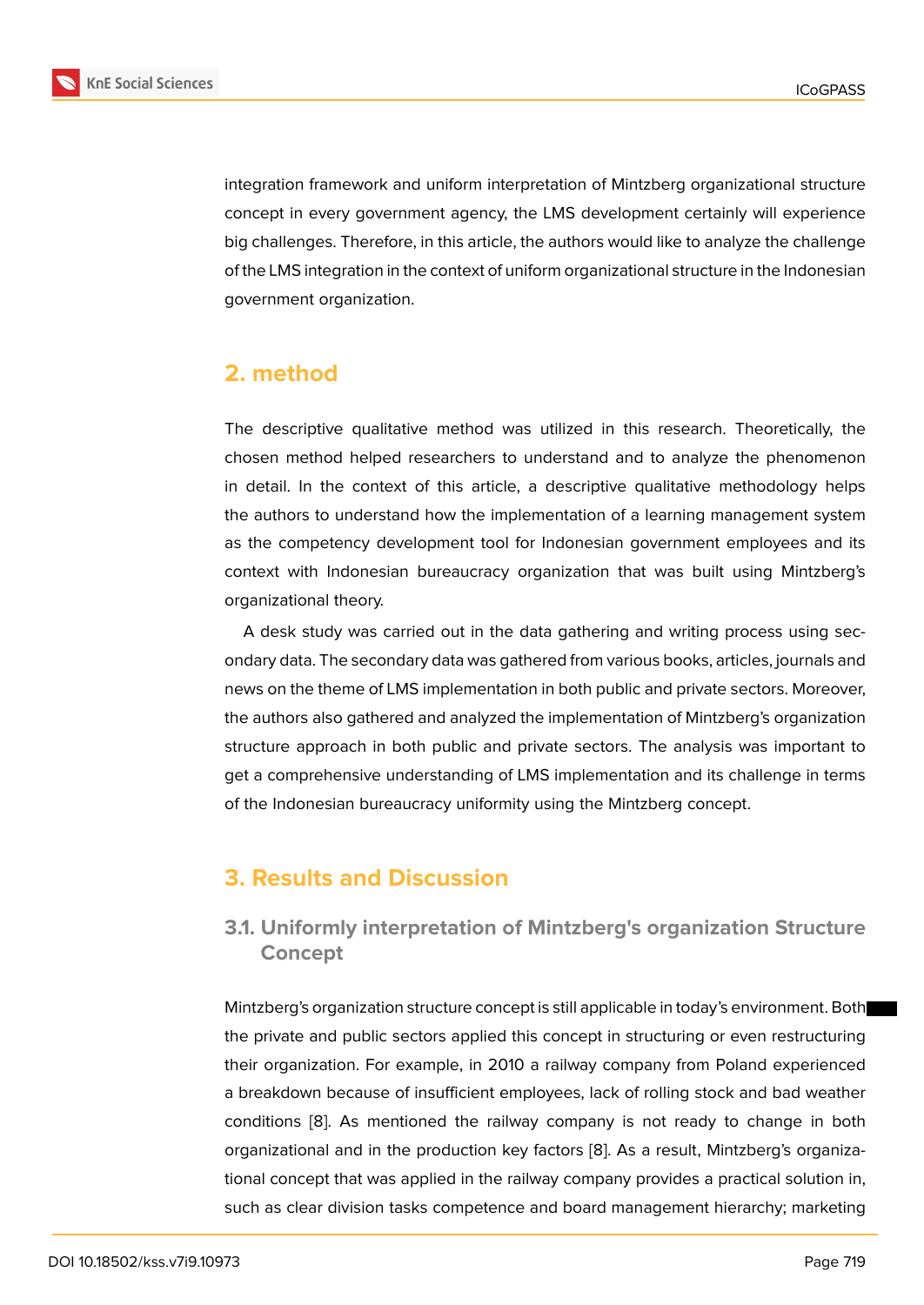integration framework and uniform interpretation of Mintzberg organizational structure concept in every government agency, the LMS development certainly will experience big challenges. Therefore, in this article, the authors would like to analyze the challenge of the LMS integration in the context of uniform organizational structure in the Indonesian government organization.

## 2. method

The descriptive qualitative method was utilized in this research. Theoretically, the chosen method helped researchers to understand and to analyze the phenomenon in detail. In the context of this article, a descriptive qualitative methodology helps the authors to understand how the implementation of a learning management system as the competency development tool for Indonesian government employees and its context with Indonesian bureaucracy organization that was built using Mintzberg's organizational theory.

A desk study was carried out in the data gathering and writing process using secondary data. The secondary data was gathered from various books, articles, journals and news on the theme of LMS implementation in both public and private sectors. Moreover, the authors also gathered and analyzed the implementation of Mintzberg's organization structure approach in both public and private sectors. The analysis was important to get a comprehensive understanding of LMS implementation and its challenge in terms of the Indonesian bureaucracy uniformity using the Mintzberg concept.

## 3. Results and Discussion

### 3.1. Uniformly interpretation of Mintzberg's organization Structure Concept

Mintzberg's organization structure concept is still applicable in today's environment. Both the private and public sectors applied this concept in structuring or even restructuring their organization. For example, in 2010 a railway company from Poland experienced a breakdown because of insufficient employees, lack of rolling stock and bad weather conditions [8]. As mentioned the railway company is not ready to change in both organizational and in the production key factors [8]. As a result, Mintzberg's organizational concept that was applied in the railway company provides a practical solution in, such as clear division tasks competence and board management hierarchy; marketing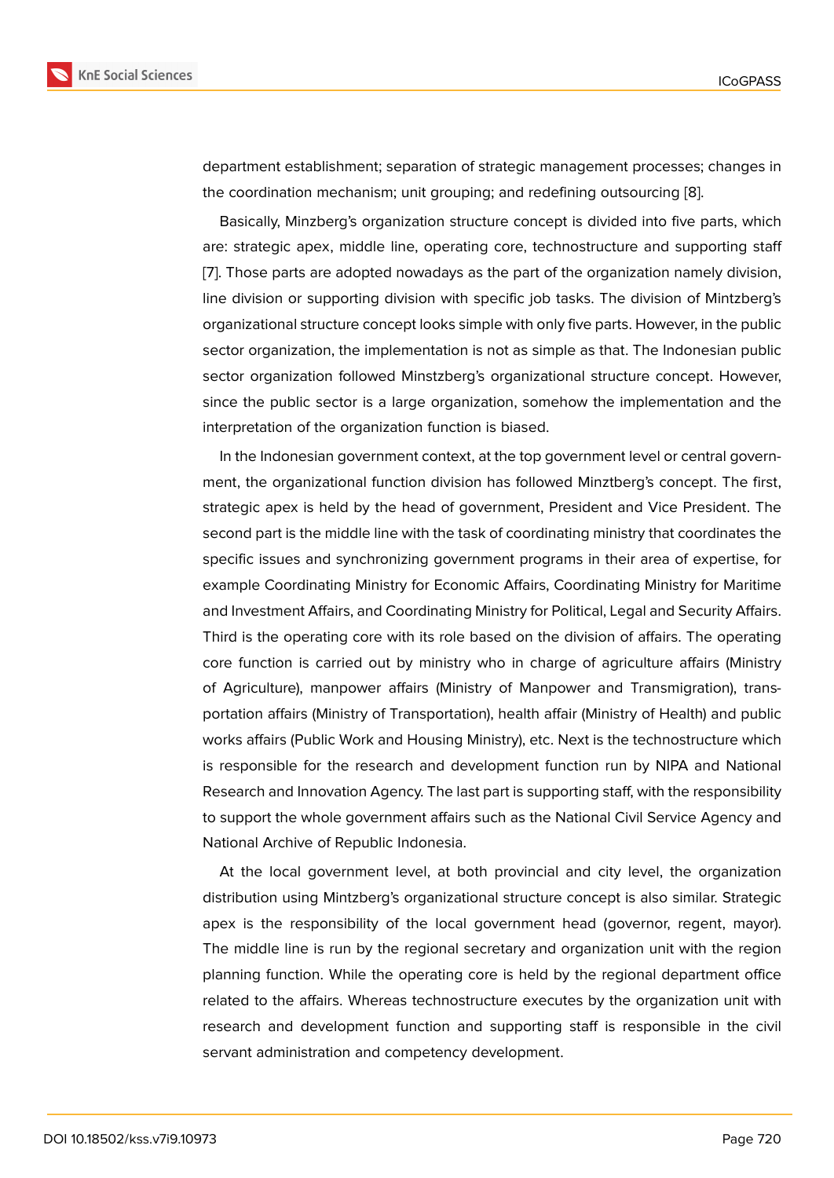department establishment; separation of strategic management processes; changes in the coordination mechanism; unit grouping; and redefining outsourcing [8].

Basically, Minzberg's organization structure concept is divided into five parts, which are: strategic apex, middle line, operating core, technostructure and supporting staff [7]. Those parts are adopted nowadays as the part of the organization namely division, line division or supporting division with specific job tasks. The division of Mintzberg's organizational structure concept looks simple with only five parts. However, in the public sector organization, the implementation is not as simple as that. The Indonesian public sector organization followed Minstzberg's organizational structure concept. However, since the public sector is a large organization, somehow the implementation and the interpretation of the organization function is biased.

In the Indonesian government context, at the top government level or central government, the organizational function division has followed Minztberg's concept. The first, strategic apex is held by the head of government, President and Vice President. The second part is the middle line with the task of coordinating ministry that coordinates the specific issues and synchronizing government programs in their area of expertise, for example Coordinating Ministry for Economic Affairs, Coordinating Ministry for Maritime and Investment Affairs, and Coordinating Ministry for Political, Legal and Security Affairs. Third is the operating core with its role based on the division of affairs. The operating core function is carried out by ministry who in charge of agriculture affairs (Ministry of Agriculture), manpower affairs (Ministry of Manpower and Transmigration), transportation affairs (Ministry of Transportation), health affair (Ministry of Health) and public works affairs (Public Work and Housing Ministry), etc. Next is the technostructure which is responsible for the research and development function run by NIPA and National Research and Innovation Agency. The last part is supporting staff, with the responsibility to support the whole government affairs such as the National Civil Service Agency and National Archive of Republic Indonesia.

At the local government level, at both provincial and city level, the organization distribution using Mintzberg's organizational structure concept is also similar. Strategic apex is the responsibility of the local government head (governor, regent, mayor). The middle line is run by the regional secretary and organization unit with the region planning function. While the operating core is held by the regional department office related to the affairs. Whereas technostructure executes by the organization unit with research and development function and supporting staff is responsible in the civil servant administration and competency development.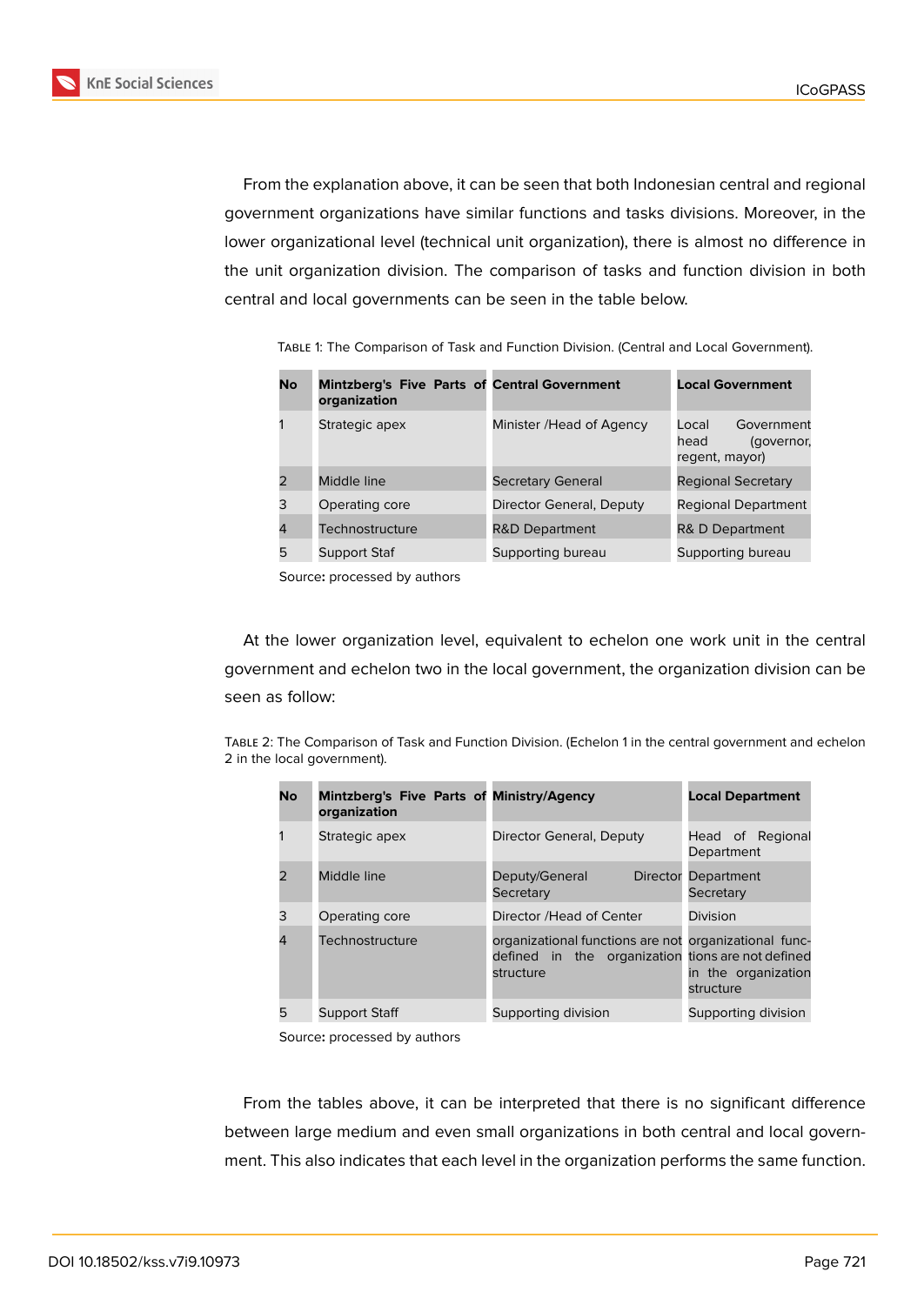From the explanation above, it can be seen that both Indonesian central and regional government organizations have similar functions and tasks divisions. Moreover, in the lower organizational level (technical unit organization), there is almost no difference in the unit organization division. The comparison of tasks and function division in both central and local governments can be seen in the table below.

Table 1: The Comparison of Task and Function Division. (Central and Local Government).

| No | Mintzberg's Five Parts of organization | Central Government | Local Government |
|---|---|---|---|
| 1 | Strategic apex | Minister /Head of Agency | Local Government head (governor, regent, mayor) |
| 2 | Middle line | Secretary General | Regional Secretary |
| 3 | Operating core | Director General, Deputy | Regional Department |
| 4 | Technostructure | R&D Department | R& D Department |
| 5 | Support Staf | Supporting bureau | Supporting bureau |

Source: processed by authors

At the lower organization level, equivalent to echelon one work unit in the central government and echelon two in the local government, the organization division can be seen as follow:

Table 2: The Comparison of Task and Function Division. (Echelon 1 in the central government and echelon 2 in the local government).

| No | Mintzberg's Five Parts of organization | Ministry/Agency | Local Department |
|---|---|---|---|
| 1 | Strategic apex | Director General, Deputy | Head of Regional Department |
| 2 | Middle line | Deputy/General Director Secretary | Department Secretary |
| 3 | Operating core | Director /Head of Center | Division |
| 4 | Technostructure | organizational functions are not defined in the organization structure | organizational functions are not defined in the organization structure |
| 5 | Support Staff | Supporting division | Supporting division |

Source: processed by authors

From the tables above, it can be interpreted that there is no significant difference between large medium and even small organizations in both central and local government. This also indicates that each level in the organization performs the same function.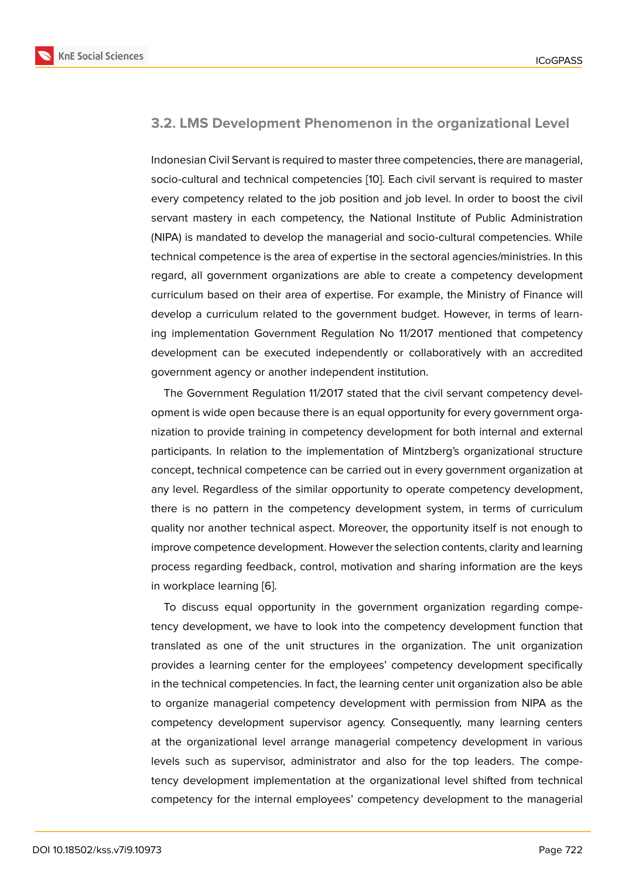### 3.2. LMS Development Phenomenon in the organizational Level

Indonesian Civil Servant is required to master three competencies, there are managerial, socio-cultural and technical competencies [10]. Each civil servant is required to master every competency related to the job position and job level. In order to boost the civil servant mastery in each competency, the National Institute of Public Administration (NIPA) is mandated to develop the managerial and socio-cultural competencies. While technical competence is the area of expertise in the sectoral agencies/ministries. In this regard, all government organizations are able to create a competency development curriculum based on their area of expertise. For example, the Ministry of Finance will develop a curriculum related to the government budget. However, in terms of learning implementation Government Regulation No 11/2017 mentioned that competency development can be executed independently or collaboratively with an accredited government agency or another independent institution.

The Government Regulation 11/2017 stated that the civil servant competency development is wide open because there is an equal opportunity for every government organization to provide training in competency development for both internal and external participants. In relation to the implementation of Mintzberg's organizational structure concept, technical competence can be carried out in every government organization at any level. Regardless of the similar opportunity to operate competency development, there is no pattern in the competency development system, in terms of curriculum quality nor another technical aspect. Moreover, the opportunity itself is not enough to improve competence development. However the selection contents, clarity and learning process regarding feedback, control, motivation and sharing information are the keys in workplace learning [6].

To discuss equal opportunity in the government organization regarding competency development, we have to look into the competency development function that translated as one of the unit structures in the organization. The unit organization provides a learning center for the employees' competency development specifically in the technical competencies. In fact, the learning center unit organization also be able to organize managerial competency development with permission from NIPA as the competency development supervisor agency. Consequently, many learning centers at the organizational level arrange managerial competency development in various levels such as supervisor, administrator and also for the top leaders. The competency development implementation at the organizational level shifted from technical competency for the internal employees' competency development to the managerial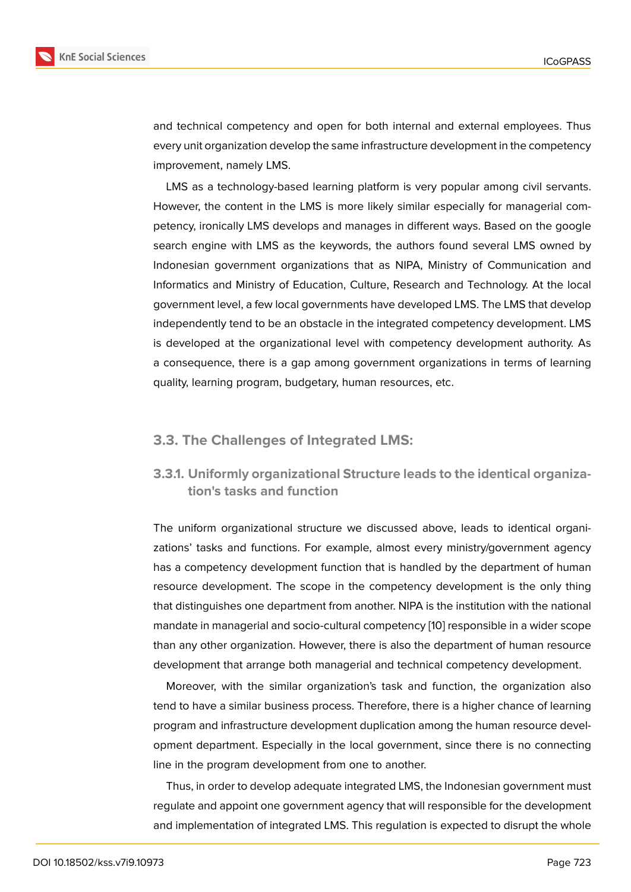and technical competency and open for both internal and external employees. Thus every unit organization develop the same infrastructure development in the competency improvement, namely LMS.

LMS as a technology-based learning platform is very popular among civil servants. However, the content in the LMS is more likely similar especially for managerial competency, ironically LMS develops and manages in different ways. Based on the google search engine with LMS as the keywords, the authors found several LMS owned by Indonesian government organizations that as NIPA, Ministry of Communication and Informatics and Ministry of Education, Culture, Research and Technology. At the local government level, a few local governments have developed LMS. The LMS that develop independently tend to be an obstacle in the integrated competency development. LMS is developed at the organizational level with competency development authority. As a consequence, there is a gap among government organizations in terms of learning quality, learning program, budgetary, human resources, etc.

## 3.3. The Challenges of Integrated LMS:

### 3.3.1. Uniformly organizational Structure leads to the identical organization's tasks and function

The uniform organizational structure we discussed above, leads to identical organizations' tasks and functions. For example, almost every ministry/government agency has a competency development function that is handled by the department of human resource development. The scope in the competency development is the only thing that distinguishes one department from another. NIPA is the institution with the national mandate in managerial and socio-cultural competency [10] responsible in a wider scope than any other organization. However, there is also the department of human resource development that arrange both managerial and technical competency development.

Moreover, with the similar organization's task and function, the organization also tend to have a similar business process. Therefore, there is a higher chance of learning program and infrastructure development duplication among the human resource development department. Especially in the local government, since there is no connecting line in the program development from one to another.

Thus, in order to develop adequate integrated LMS, the Indonesian government must regulate and appoint one government agency that will responsible for the development and implementation of integrated LMS. This regulation is expected to disrupt the whole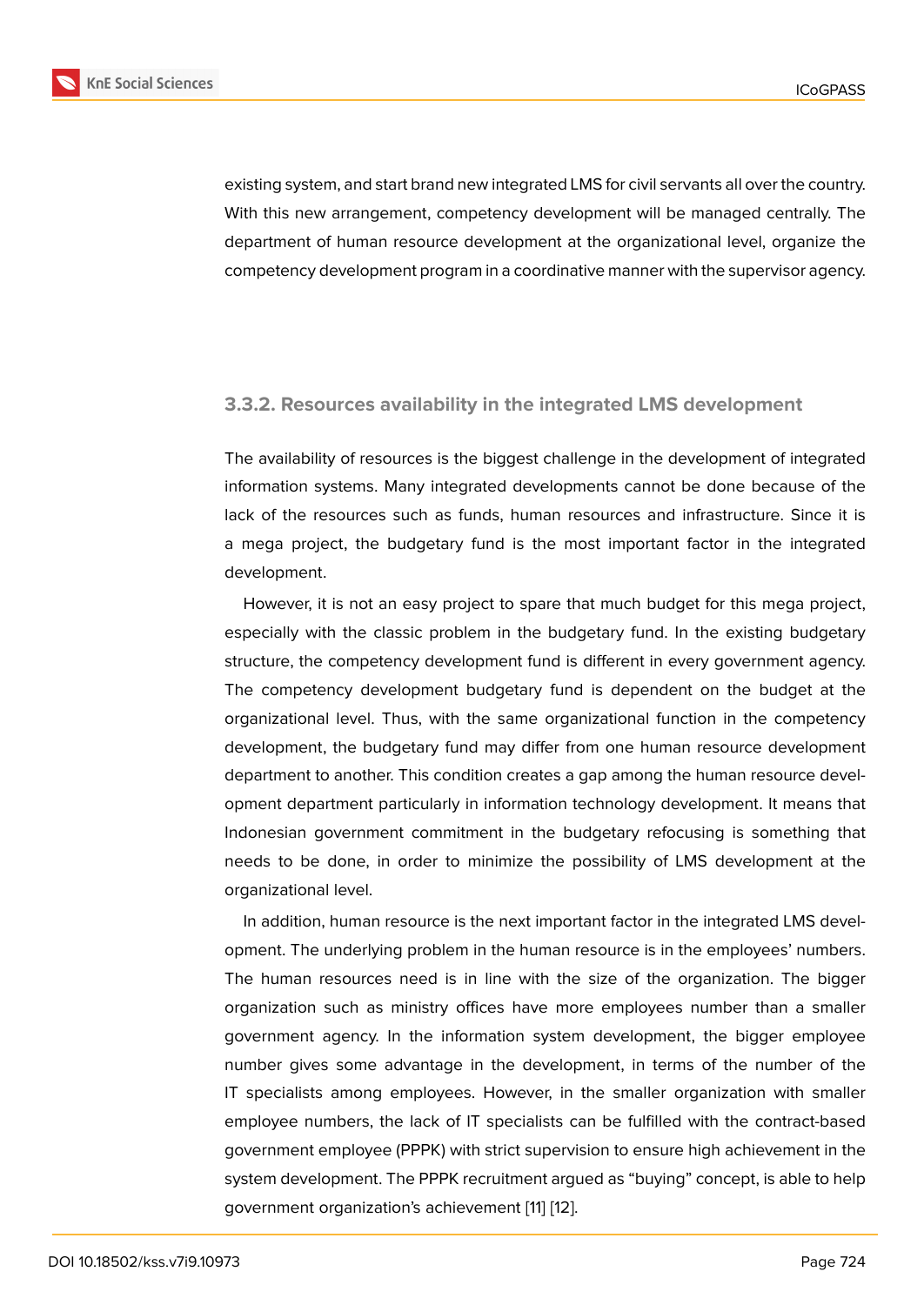existing system, and start brand new integrated LMS for civil servants all over the country. With this new arrangement, competency development will be managed centrally. The department of human resource development at the organizational level, organize the competency development program in a coordinative manner with the supervisor agency.

### 3.3.2. Resources availability in the integrated LMS development

The availability of resources is the biggest challenge in the development of integrated information systems. Many integrated developments cannot be done because of the lack of the resources such as funds, human resources and infrastructure. Since it is a mega project, the budgetary fund is the most important factor in the integrated development.

However, it is not an easy project to spare that much budget for this mega project, especially with the classic problem in the budgetary fund. In the existing budgetary structure, the competency development fund is different in every government agency. The competency development budgetary fund is dependent on the budget at the organizational level. Thus, with the same organizational function in the competency development, the budgetary fund may differ from one human resource development department to another. This condition creates a gap among the human resource development department particularly in information technology development. It means that Indonesian government commitment in the budgetary refocusing is something that needs to be done, in order to minimize the possibility of LMS development at the organizational level.

In addition, human resource is the next important factor in the integrated LMS development. The underlying problem in the human resource is in the employees' numbers. The human resources need is in line with the size of the organization. The bigger organization such as ministry offices have more employees number than a smaller government agency. In the information system development, the bigger employee number gives some advantage in the development, in terms of the number of the IT specialists among employees. However, in the smaller organization with smaller employee numbers, the lack of IT specialists can be fulfilled with the contract-based government employee (PPPK) with strict supervision to ensure high achievement in the system development. The PPPK recruitment argued as "buying" concept, is able to help government organization's achievement [11] [12].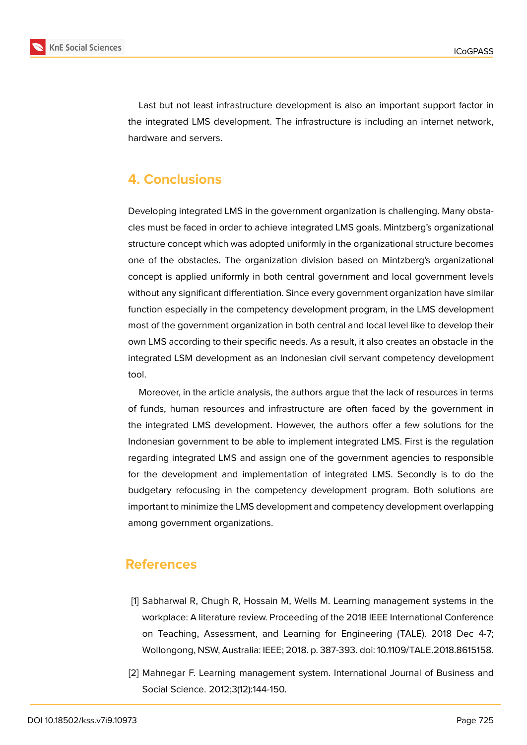Last but not least infrastructure development is also an important support factor in the integrated LMS development. The infrastructure is including an internet network, hardware and servers.

## 4. Conclusions

Developing integrated LMS in the government organization is challenging. Many obstacles must be faced in order to achieve integrated LMS goals. Mintzberg's organizational structure concept which was adopted uniformly in the organizational structure becomes one of the obstacles. The organization division based on Mintzberg's organizational concept is applied uniformly in both central government and local government levels without any significant differentiation. Since every government organization have similar function especially in the competency development program, in the LMS development most of the government organization in both central and local level like to develop their own LMS according to their specific needs. As a result, it also creates an obstacle in the integrated LSM development as an Indonesian civil servant competency development tool.

Moreover, in the article analysis, the authors argue that the lack of resources in terms of funds, human resources and infrastructure are often faced by the government in the integrated LMS development. However, the authors offer a few solutions for the Indonesian government to be able to implement integrated LMS. First is the regulation regarding integrated LMS and assign one of the government agencies to responsible for the development and implementation of integrated LMS. Secondly is to do the budgetary refocusing in the competency development program. Both solutions are important to minimize the LMS development and competency development overlapping among government organizations.

## References

[1] Sabharwal R, Chugh R, Hossain M, Wells M. Learning management systems in the workplace: A literature review. Proceeding of the 2018 IEEE International Conference on Teaching, Assessment, and Learning for Engineering (TALE). 2018 Dec 4-7; Wollongong, NSW, Australia: IEEE; 2018. p. 387-393. doi: 10.1109/TALE.2018.8615158.

[2] Mahnegar F. Learning management system. International Journal of Business and Social Science. 2012;3(12):144-150.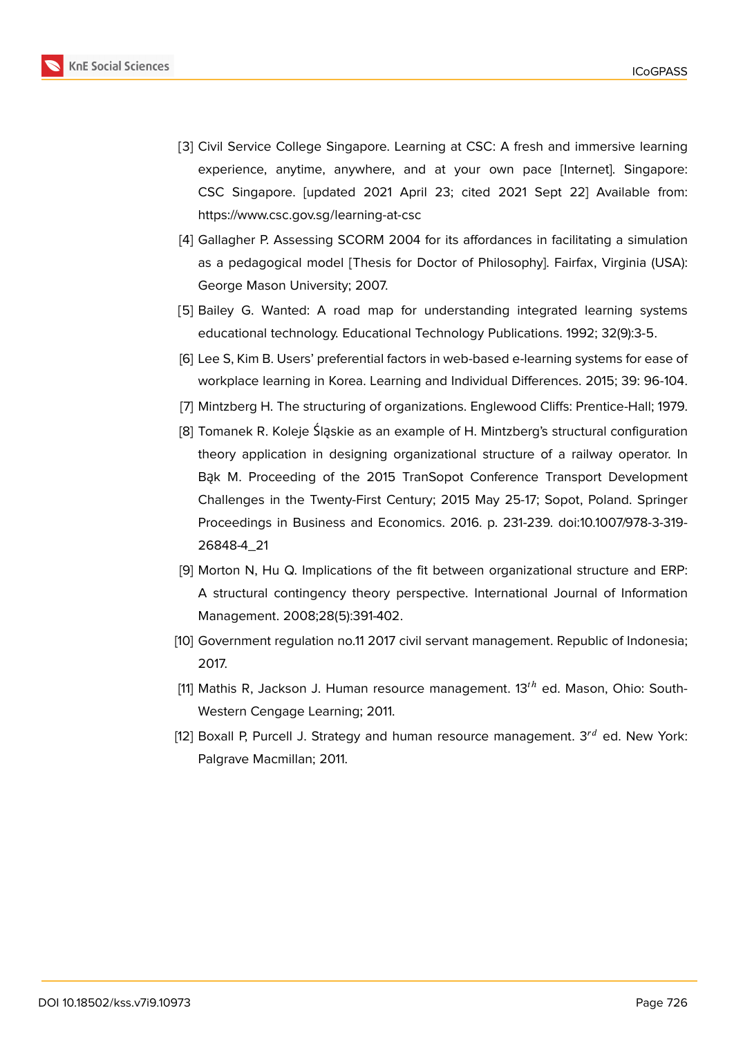[3] Civil Service College Singapore. Learning at CSC: A fresh and immersive learning experience, anytime, anywhere, and at your own pace [Internet]. Singapore: CSC Singapore. [updated 2021 April 23; cited 2021 Sept 22] Available from: https://www.csc.gov.sg/learning-at-csc

[4] Gallagher P. Assessing SCORM 2004 for its affordances in facilitating a simulation as a pedagogical model [Thesis for Doctor of Philosophy]. Fairfax, Virginia (USA): George Mason University; 2007.

[5] Bailey G. Wanted: A road map for understanding integrated learning systems educational technology. Educational Technology Publications. 1992; 32(9):3-5.

[6] Lee S, Kim B. Users' preferential factors in web-based e-learning systems for ease of workplace learning in Korea. Learning and Individual Differences. 2015; 39: 96-104.

[7] Mintzberg H. The structuring of organizations. Englewood Cliffs: Prentice-Hall; 1979.

[8] Tomanek R. Koleje Śląskie as an example of H. Mintzberg's structural configuration theory application in designing organizational structure of a railway operator. In Bąk M. Proceeding of the 2015 TranSopot Conference Transport Development Challenges in the Twenty-First Century; 2015 May 25-17; Sopot, Poland. Springer Proceedings in Business and Economics. 2016. p. 231-239. doi:10.1007/978-3-319-26848-4_21

[9] Morton N, Hu Q. Implications of the fit between organizational structure and ERP: A structural contingency theory perspective. International Journal of Information Management. 2008;28(5):391-402.

[10] Government regulation no.11 2017 civil servant management. Republic of Indonesia; 2017.

[11] Mathis R, Jackson J. Human resource management. 13$^{th}$ ed. Mason, Ohio: South-Western Cengage Learning; 2011.

[12] Boxall P, Purcell J. Strategy and human resource management. 3$^{rd}$ ed. New York: Palgrave Macmillan; 2011.